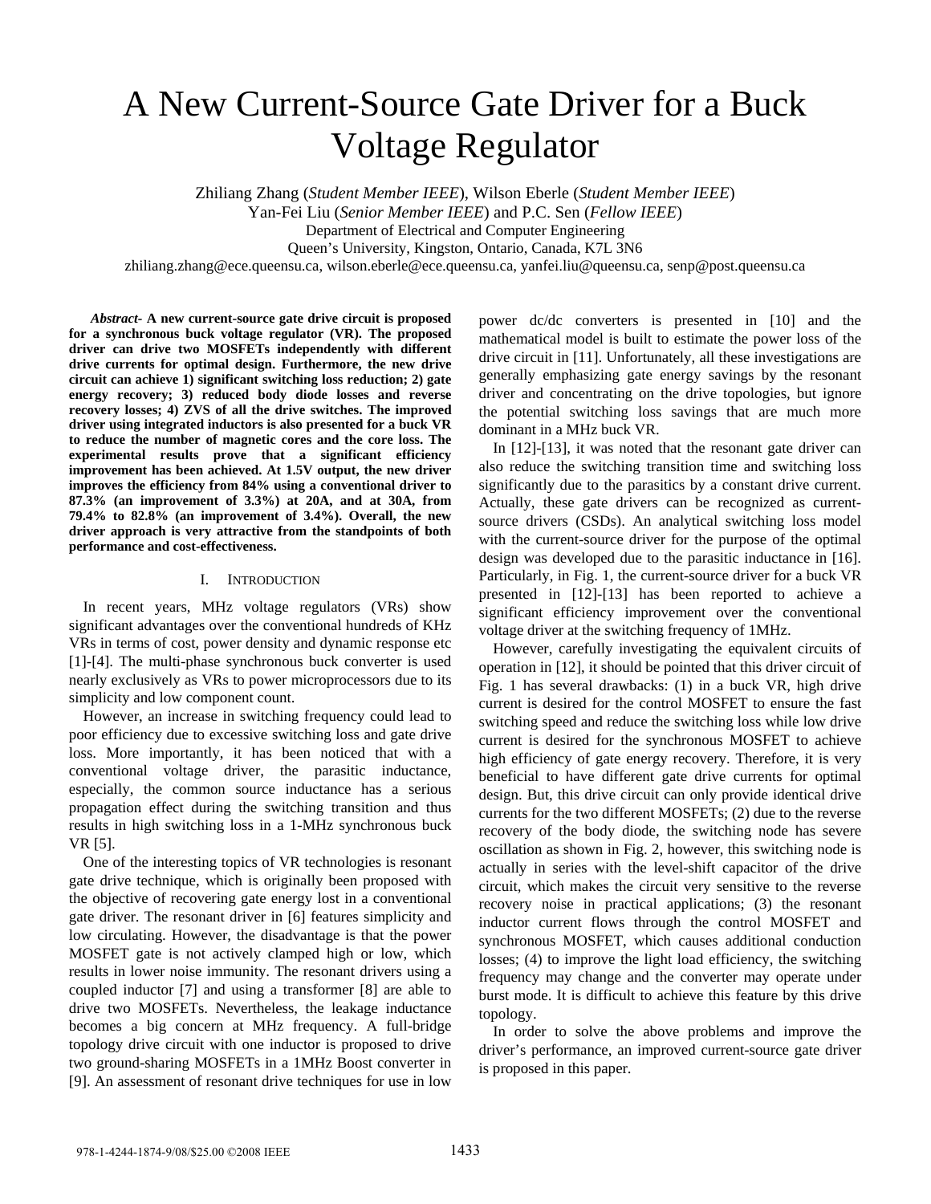# A New Current-Source Gate Driver for a Buck Voltage Regulator

Zhiliang Zhang (*Student Member IEEE*), Wilson Eberle (*Student Member IEEE*)
Yan-Fei Liu (*Senior Member IEEE*) and P.C. Sen (*Fellow IEEE*)
Department of Electrical and Computer Engineering
Queen's University, Kingston, Ontario, Canada, K7L 3N6
zhiliang.zhang@ece.queensu.ca, wilson.eberle@ece.queensu.ca, yanfei.liu@queensu.ca, senp@post.queensu.ca

***Abstract-*** **A new current-source gate drive circuit is proposed for a synchronous buck voltage regulator (VR). The proposed driver can drive two MOSFETs independently with different drive currents for optimal design. Furthermore, the new drive circuit can achieve 1) significant switching loss reduction; 2) gate energy recovery; 3) reduced body diode losses and reverse recovery losses; 4) ZVS of all the drive switches. The improved driver using integrated inductors is also presented for a buck VR to reduce the number of magnetic cores and the core loss. The experimental results prove that a significant efficiency improvement has been achieved. At 1.5V output, the new driver improves the efficiency from 84% using a conventional driver to 87.3% (an improvement of 3.3%) at 20A, and at 30A, from 79.4% to 82.8% (an improvement of 3.4%). Overall, the new driver approach is very attractive from the standpoints of both performance and cost-effectiveness.**

## I. Introduction

In recent years, MHz voltage regulators (VRs) show significant advantages over the conventional hundreds of KHz VRs in terms of cost, power density and dynamic response etc [1]-[4]. The multi-phase synchronous buck converter is used nearly exclusively as VRs to power microprocessors due to its simplicity and low component count.

However, an increase in switching frequency could lead to poor efficiency due to excessive switching loss and gate drive loss. More importantly, it has been noticed that with a conventional voltage driver, the parasitic inductance, especially, the common source inductance has a serious propagation effect during the switching transition and thus results in high switching loss in a 1-MHz synchronous buck VR [5].

One of the interesting topics of VR technologies is resonant gate drive technique, which is originally been proposed with the objective of recovering gate energy lost in a conventional gate driver. The resonant driver in [6] features simplicity and low circulating. However, the disadvantage is that the power MOSFET gate is not actively clamped high or low, which results in lower noise immunity. The resonant drivers using a coupled inductor [7] and using a transformer [8] are able to drive two MOSFETs. Nevertheless, the leakage inductance becomes a big concern at MHz frequency. A full-bridge topology drive circuit with one inductor is proposed to drive two ground-sharing MOSFETs in a 1MHz Boost converter in [9]. An assessment of resonant drive techniques for use in low power dc/dc converters is presented in [10] and the mathematical model is built to estimate the power loss of the drive circuit in [11]. Unfortunately, all these investigations are generally emphasizing gate energy savings by the resonant driver and concentrating on the drive topologies, but ignore the potential switching loss savings that are much more dominant in a MHz buck VR.

In [12]-[13], it was noted that the resonant gate driver can also reduce the switching transition time and switching loss significantly due to the parasitics by a constant drive current. Actually, these gate drivers can be recognized as current-source drivers (CSDs). An analytical switching loss model with the current-source driver for the purpose of the optimal design was developed due to the parasitic inductance in [16]. Particularly, in Fig. 1, the current-source driver for a buck VR presented in [12]-[13] has been reported to achieve a significant efficiency improvement over the conventional voltage driver at the switching frequency of 1MHz.

However, carefully investigating the equivalent circuits of operation in [12], it should be pointed that this driver circuit of Fig. 1 has several drawbacks: (1) in a buck VR, high drive current is desired for the control MOSFET to ensure the fast switching speed and reduce the switching loss while low drive current is desired for the synchronous MOSFET to achieve high efficiency of gate energy recovery. Therefore, it is very beneficial to have different gate drive currents for optimal design. But, this drive circuit can only provide identical drive currents for the two different MOSFETs; (2) due to the reverse recovery of the body diode, the switching node has severe oscillation as shown in Fig. 2, however, this switching node is actually in series with the level-shift capacitor of the drive circuit, which makes the circuit very sensitive to the reverse recovery noise in practical applications; (3) the resonant inductor current flows through the control MOSFET and synchronous MOSFET, which causes additional conduction losses; (4) to improve the light load efficiency, the switching frequency may change and the converter may operate under burst mode. It is difficult to achieve this feature by this drive topology.

In order to solve the above problems and improve the driver's performance, an improved current-source gate driver is proposed in this paper.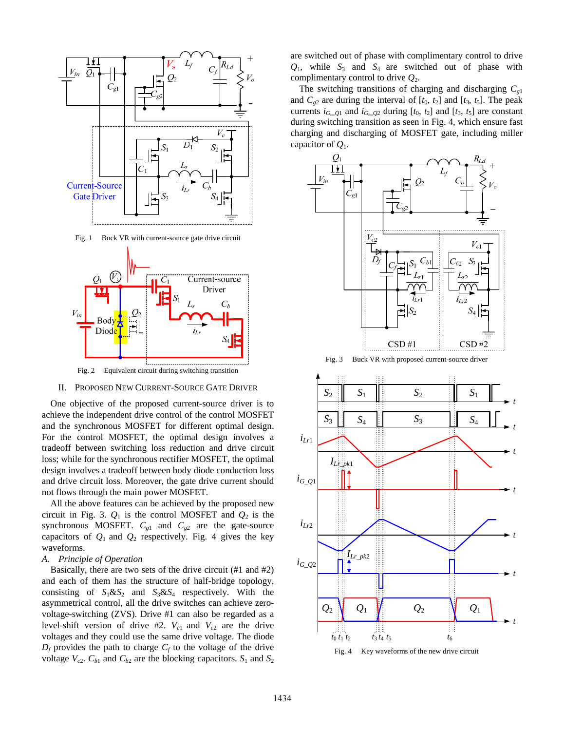Fig. 1 Buck VR with current-source gate drive circuit

Fig. 2 Equivalent circuit during switching transition

## II. PROPOSED NEW CURRENT-SOURCE GATE DRIVER

One objective of the proposed current-source driver is to achieve the independent drive control of the control MOSFET and the synchronous MOSFET for different optimal design. For the control MOSFET, the optimal design involves a tradeoff between switching loss reduction and drive circuit loss; while for the synchronous rectifier MOSFET, the optimal design involves a tradeoff between body diode conduction loss and drive circuit loss. Moreover, the gate drive current should not flows through the main power MOSFET.

All the above features can be achieved by the proposed new circuit in Fig. 3. $Q_1$ is the control MOSFET and $Q_2$ is the synchronous MOSFET. $C_{g1}$ and $C_{g2}$ are the gate-source capacitors of $Q_1$ and $Q_2$ respectively. Fig. 4 gives the key waveforms.

### *A. Principle of Operation*

Basically, there are two sets of the drive circuit (#1 and #2) and each of them has the structure of half-bridge topology, consisting of $S_1$&$S_2$ and $S_3$&$S_4$ respectively. With the asymmetrical control, all the drive switches can achieve zero-voltage-switching (ZVS). Drive #1 can also be regarded as a level-shift version of drive #2. $V_{c1}$ and $V_{c2}$ are the drive voltages and they could use the same drive voltage. The diode $D_f$ provides the path to charge $C_f$ to the voltage of the drive voltage $V_{c2}$. $C_{b1}$ and $C_{b2}$ are the blocking capacitors. $S_1$ and $S_2$ are switched out of phase with complimentary control to drive $Q_1$, while $S_3$ and $S_4$ are switched out of phase with complimentary control to drive $Q_2$.

The switching transitions of charging and discharging $C_{g1}$ and $C_{g2}$ are during the interval of [$t_0$, $t_2$] and [$t_3$, $t_5$]. The peak currents $i_{G\_Q1}$ and $i_{G\_Q2}$ during [$t_0$, $t_2$] and [$t_3$, $t_5$] are constant during switching transition as seen in Fig. 4, which ensure fast charging and discharging of MOSFET gate, including miller capacitor of $Q_1$.

Fig. 3 Buck VR with proposed current-source driver

Fig. 4 Key waveforms of the new drive circuit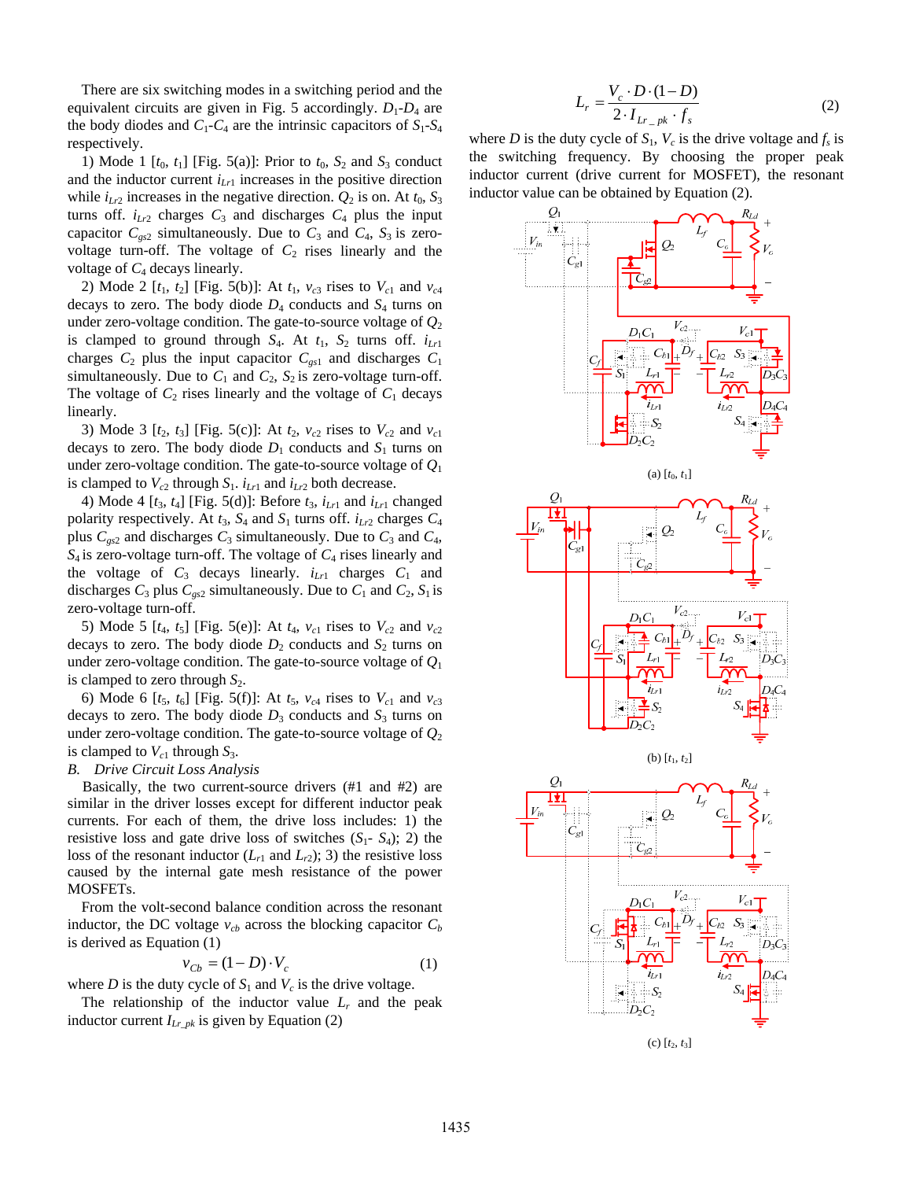There are six switching modes in a switching period and the equivalent circuits are given in Fig. 5 accordingly. $D_1$-$D_4$ are the body diodes and $C_1$-$C_4$ are the intrinsic capacitors of $S_1$-$S_4$ respectively.

1) Mode 1 [$t_0$, $t_1$] [Fig. 5(a)]: Prior to $t_0$, $S_2$ and $S_3$ conduct and the inductor current $i_{Lr1}$ increases in the positive direction while $i_{Lr2}$ increases in the negative direction. $Q_2$ is on. At $t_0$, $S_3$ turns off. $i_{Lr2}$ charges $C_3$ and discharges $C_4$ plus the input capacitor $C_{gs2}$ simultaneously. Due to $C_3$ and $C_4$, $S_3$ is zero-voltage turn-off. The voltage of $C_2$ rises linearly and the voltage of $C_4$ decays linearly.

2) Mode 2 [$t_1$, $t_2$] [Fig. 5(b)]: At $t_1$, $v_{c3}$ rises to $V_{c1}$ and $v_{c4}$ decays to zero. The body diode $D_4$ conducts and $S_4$ turns on under zero-voltage condition. The gate-to-source voltage of $Q_2$ is clamped to ground through $S_4$. At $t_1$, $S_2$ turns off. $i_{Lr1}$ charges $C_2$ plus the input capacitor $C_{gs1}$ and discharges $C_1$ simultaneously. Due to $C_1$ and $C_2$, $S_2$ is zero-voltage turn-off. The voltage of $C_2$ rises linearly and the voltage of $C_1$ decays linearly.

3) Mode 3 [$t_2$, $t_3$] [Fig. 5(c)]: At $t_2$, $v_{c2}$ rises to $V_{c2}$ and $v_{c1}$ decays to zero. The body diode $D_1$ conducts and $S_1$ turns on under zero-voltage condition. The gate-to-source voltage of $Q_1$ is clamped to $V_{c2}$ through $S_1$. $i_{Lr1}$ and $i_{Lr2}$ both decrease.

4) Mode 4 [$t_3$, $t_4$] [Fig. 5(d)]: Before $t_3$, $i_{Lr1}$ and $i_{Lr1}$ changed polarity respectively. At $t_3$, $S_4$ and $S_1$ turns off. $i_{Lr2}$ charges $C_4$ plus $C_{gs2}$ and discharges $C_3$ simultaneously. Due to $C_3$ and $C_4$, $S_4$ is zero-voltage turn-off. The voltage of $C_4$ rises linearly and the voltage of $C_3$ decays linearly. $i_{Lr1}$ charges $C_1$ and discharges $C_3$ plus $C_{gs2}$ simultaneously. Due to $C_1$ and $C_2$, $S_1$ is zero-voltage turn-off.

5) Mode 5 [$t_4$, $t_5$] [Fig. 5(e)]: At $t_4$, $v_{c1}$ rises to $V_{c2}$ and $v_{c2}$ decays to zero. The body diode $D_2$ conducts and $S_2$ turns on under zero-voltage condition. The gate-to-source voltage of $Q_1$ is clamped to zero through $S_2$.

6) Mode 6 [$t_5$, $t_6$] [Fig. 5(f)]: At $t_5$, $v_{c4}$ rises to $V_{c1}$ and $v_{c3}$ decays to zero. The body diode $D_3$ conducts and $S_3$ turns on under zero-voltage condition. The gate-to-source voltage of $Q_2$ is clamped to $V_{c1}$ through $S_3$.

*B. Drive Circuit Loss Analysis*

Basically, the two current-source drivers (#1 and #2) are similar in the driver losses except for different inductor peak currents. For each of them, the drive loss includes: 1) the resistive loss and gate drive loss of switches ($S_1$- $S_4$); 2) the loss of the resonant inductor ($L_{r1}$ and $L_{r2}$); 3) the resistive loss caused by the internal gate mesh resistance of the power MOSFETs.

From the volt-second balance condition across the resonant inductor, the DC voltage $v_{cb}$ across the blocking capacitor $C_b$ is derived as Equation (1)

$$v_{Cb} = (1-D)\cdot V_c \tag{1}$$

where $D$ is the duty cycle of $S_1$ and $V_c$ is the drive voltage.

The relationship of the inductor value $L_r$ and the peak inductor current $I_{Lr\_pk}$ is given by Equation (2)

$$L_r = \frac{V_c \cdot D \cdot (1-D)}{2 \cdot I_{Lr\_pk} \cdot f_s} \tag{2}$$

where $D$ is the duty cycle of $S_1$, $V_c$ is the drive voltage and $f_s$ is the switching frequency. By choosing the proper peak inductor current (drive current for MOSFET), the resonant inductor value can be obtained by Equation (2).

(a) [$t_0$, $t_1$]

(b) [$t_1$, $t_2$]

(c) [$t_2$, $t_3$]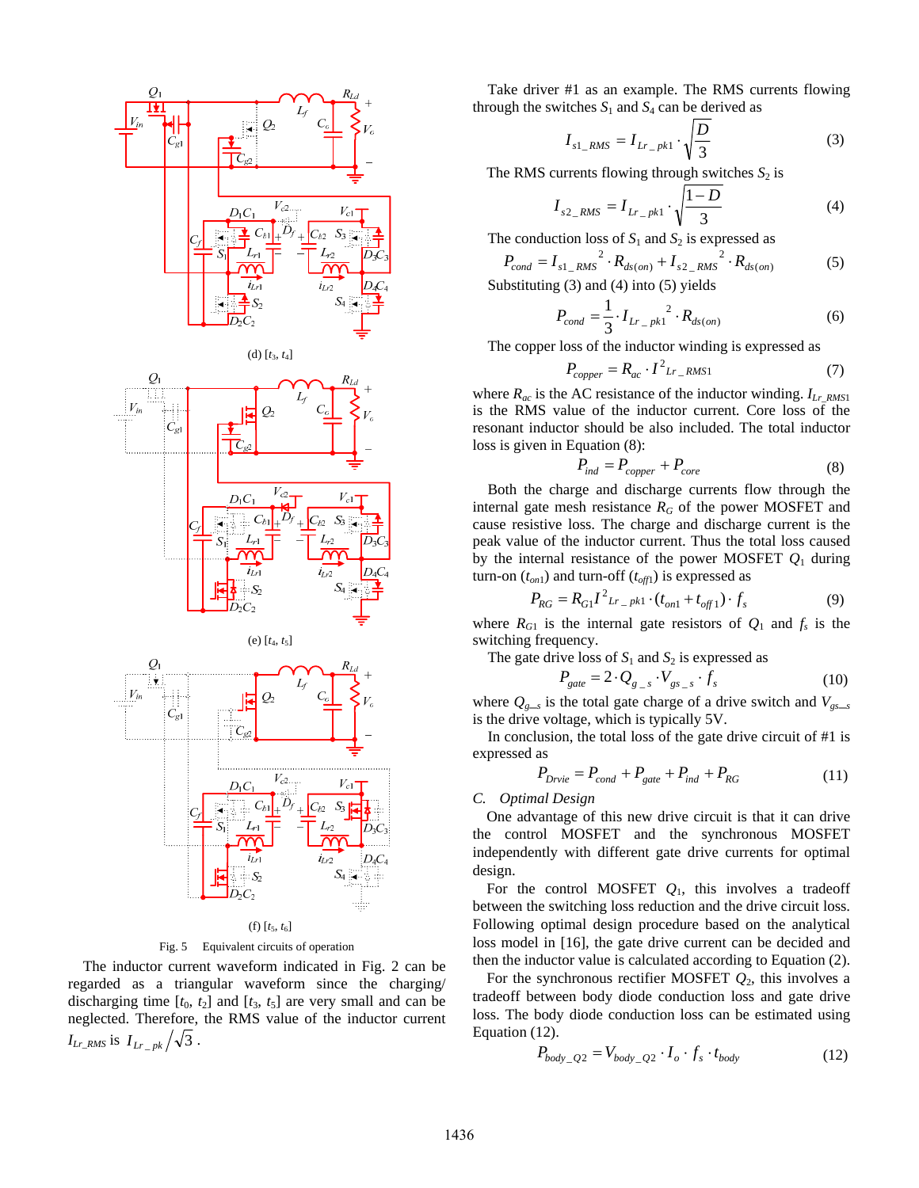(d) $[t_3, t_4]$

(e) $[t_4, t_5]$

(f) $[t_5, t_6]$

Fig. 5 Equivalent circuits of operation

The inductor current waveform indicated in Fig. 2 can be regarded as a triangular waveform since the charging/discharging time $[t_0, t_2]$ and $[t_3, t_5]$ are very small and can be neglected. Therefore, the RMS value of the inductor current $I_{Lr\_RMS}$ is $I_{Lr\_pk}/\sqrt{3}$.

Take driver #1 as an example. The RMS currents flowing through the switches $S_1$ and $S_4$ can be derived as

$$I_{s1\_RMS} = I_{Lr\_pk1} \cdot \sqrt{\frac{D}{3}} \tag{3}$$

The RMS currents flowing through switches $S_2$ is

$$I_{s2\_RMS} = I_{Lr\_pk1} \cdot \sqrt{\frac{1-D}{3}} \tag{4}$$

The conduction loss of $S_1$ and $S_2$ is expressed as

$$P_{cond} = I_{s1\_RMS}^{\ \ 2} \cdot R_{ds(on)} + I_{s2\_RMS}^{\ \ 2} \cdot R_{ds(on)} \tag{5}$$

Substituting (3) and (4) into (5) yields

$$P_{cond} = \frac{1}{3} \cdot I_{Lr\_pk1}^{\ \ 2} \cdot R_{ds(on)} \tag{6}$$

The copper loss of the inductor winding is expressed as

$$P_{copper} = R_{ac} \cdot I^2_{Lr\_RMS1} \tag{7}$$

where $R_{ac}$ is the AC resistance of the inductor winding. $I_{Lr\_RMS1}$ is the RMS value of the inductor current. Core loss of the resonant inductor should be also included. The total inductor loss is given in Equation (8):

$$P_{ind} = P_{copper} + P_{core} \tag{8}$$

Both the charge and discharge currents flow through the internal gate mesh resistance $R_G$ of the power MOSFET and cause resistive loss. The charge and discharge current is the peak value of the inductor current. Thus the total loss caused by the internal resistance of the power MOSFET $Q_1$ during turn-on ($t_{on1}$) and turn-off ($t_{off1}$) is expressed as

$$P_{RG} = R_{G1} I^2_{Lr\_pk1} \cdot (t_{on1} + t_{off1}) \cdot f_s \tag{9}$$

where $R_{G1}$ is the internal gate resistors of $Q_1$ and $f_s$ is the switching frequency.

The gate drive loss of $S_1$ and $S_2$ is expressed as

$$P_{gate} = 2 \cdot Q_{g\_s} \cdot V_{gs\_s} \cdot f_s \tag{10}$$

where $Q_{g\_s}$ is the total gate charge of a drive switch and $V_{gs\_s}$ is the drive voltage, which is typically 5V.

In conclusion, the total loss of the gate drive circuit of #1 is expressed as

$$P_{Drvie} = P_{cond} + P_{gate} + P_{ind} + P_{RG} \tag{11}$$

### C. *Optimal Design*

One advantage of this new drive circuit is that it can drive the control MOSFET and the synchronous MOSFET independently with different gate drive currents for optimal design.

For the control MOSFET $Q_1$, this involves a tradeoff between the switching loss reduction and the drive circuit loss. Following optimal design procedure based on the analytical loss model in [16], the gate drive current can be decided and then the inductor value is calculated according to Equation (2).

For the synchronous rectifier MOSFET $Q_2$, this involves a tradeoff between body diode conduction loss and gate drive loss. The body diode conduction loss can be estimated using Equation (12).

$$P_{body\_Q2} = V_{body\_Q2} \cdot I_o \cdot f_s \cdot t_{body} \tag{12}$$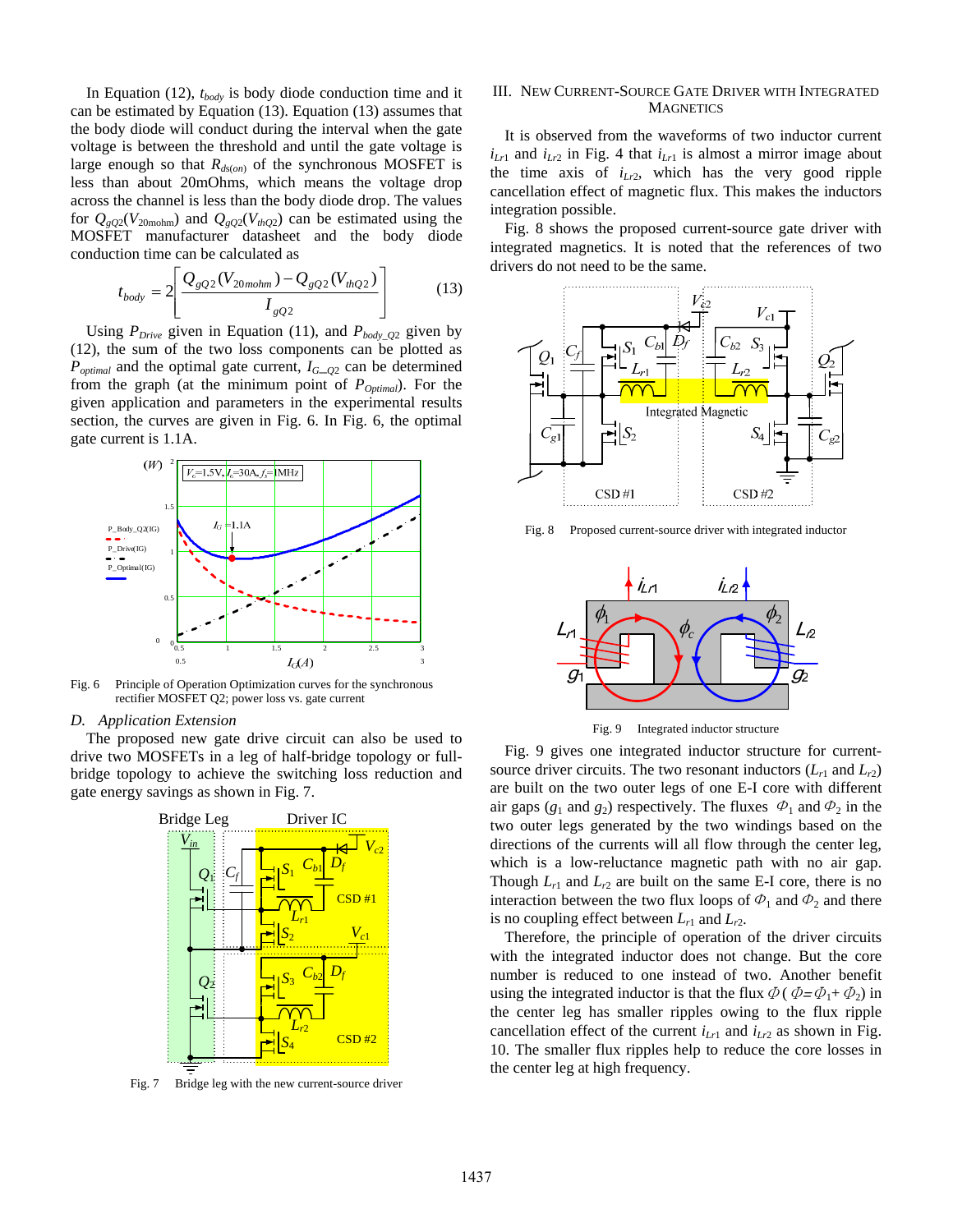In Equation (12), $t_{body}$ is body diode conduction time and it can be estimated by Equation (13). Equation (13) assumes that the body diode will conduct during the interval when the gate voltage is between the threshold and until the gate voltage is large enough so that $R_{ds(on)}$ of the synchronous MOSFET is less than about 20mOhms, which means the voltage drop across the channel is less than the body diode drop. The values for $Q_{gQ2}(V_{20mohm})$ and $Q_{gQ2}(V_{thQ2})$ can be estimated using the MOSFET manufacturer datasheet and the body diode conduction time can be calculated as

$$t_{body} = 2\left[\frac{Q_{gQ2}(V_{20mohm}) - Q_{gQ2}(V_{thQ2})}{I_{gQ2}}\right] \tag{13}$$

Using $P_{Drive}$ given in Equation (11), and $P_{body\_Q2}$ given by (12), the sum of the two loss components can be plotted as $P_{optimal}$ and the optimal gate current, $I_{G\_Q2}$ can be determined from the graph (at the minimum point of $P_{Optimal}$). For the given application and parameters in the experimental results section, the curves are given in Fig. 6. In Fig. 6, the optimal gate current is 1.1A.

Fig. 6 Principle of Operation Optimization curves for the synchronous rectifier MOSFET Q2; power loss vs. gate current

### D. Application Extension

The proposed new gate drive circuit can also be used to drive two MOSFETs in a leg of half-bridge topology or full-bridge topology to achieve the switching loss reduction and gate energy savings as shown in Fig. 7.

Fig. 7 Bridge leg with the new current-source driver

## III. New Current-Source Gate Driver with Integrated Magnetics

It is observed from the waveforms of two inductor current $i_{Lr1}$ and $i_{Lr2}$ in Fig. 4 that $i_{Lr1}$ is almost a mirror image about the time axis of $i_{Lr2}$, which has the very good ripple cancellation effect of magnetic flux. This makes the inductors integration possible.

Fig. 8 shows the proposed current-source gate driver with integrated magnetics. It is noted that the references of two drivers do not need to be the same.

Fig. 8 Proposed current-source driver with integrated inductor

Fig. 9 Integrated inductor structure

Fig. 9 gives one integrated inductor structure for current-source driver circuits. The two resonant inductors ($L_{r1}$ and $L_{r2}$) are built on the two outer legs of one E-I core with different air gaps ($g_1$ and $g_2$) respectively. The fluxes $\Phi_1$ and $\Phi_2$ in the two outer legs generated by the two windings based on the directions of the currents will all flow through the center leg, which is a low-reluctance magnetic path with no air gap. Though $L_{r1}$ and $L_{r2}$ are built on the same E-I core, there is no interaction between the two flux loops of $\Phi_1$ and $\Phi_2$ and there is no coupling effect between $L_{r1}$ and $L_{r2}$.

Therefore, the principle of operation of the driver circuits with the integrated inductor does not change. But the core number is reduced to one instead of two. Another benefit using the integrated inductor is that the flux $\Phi$ ($\Phi = \Phi_1 + \Phi_2$) in the center leg has smaller ripples owing to the flux ripple cancellation effect of the current $i_{Lr1}$ and $i_{Lr2}$ as shown in Fig. 10. The smaller flux ripples help to reduce the core losses in the center leg at high frequency.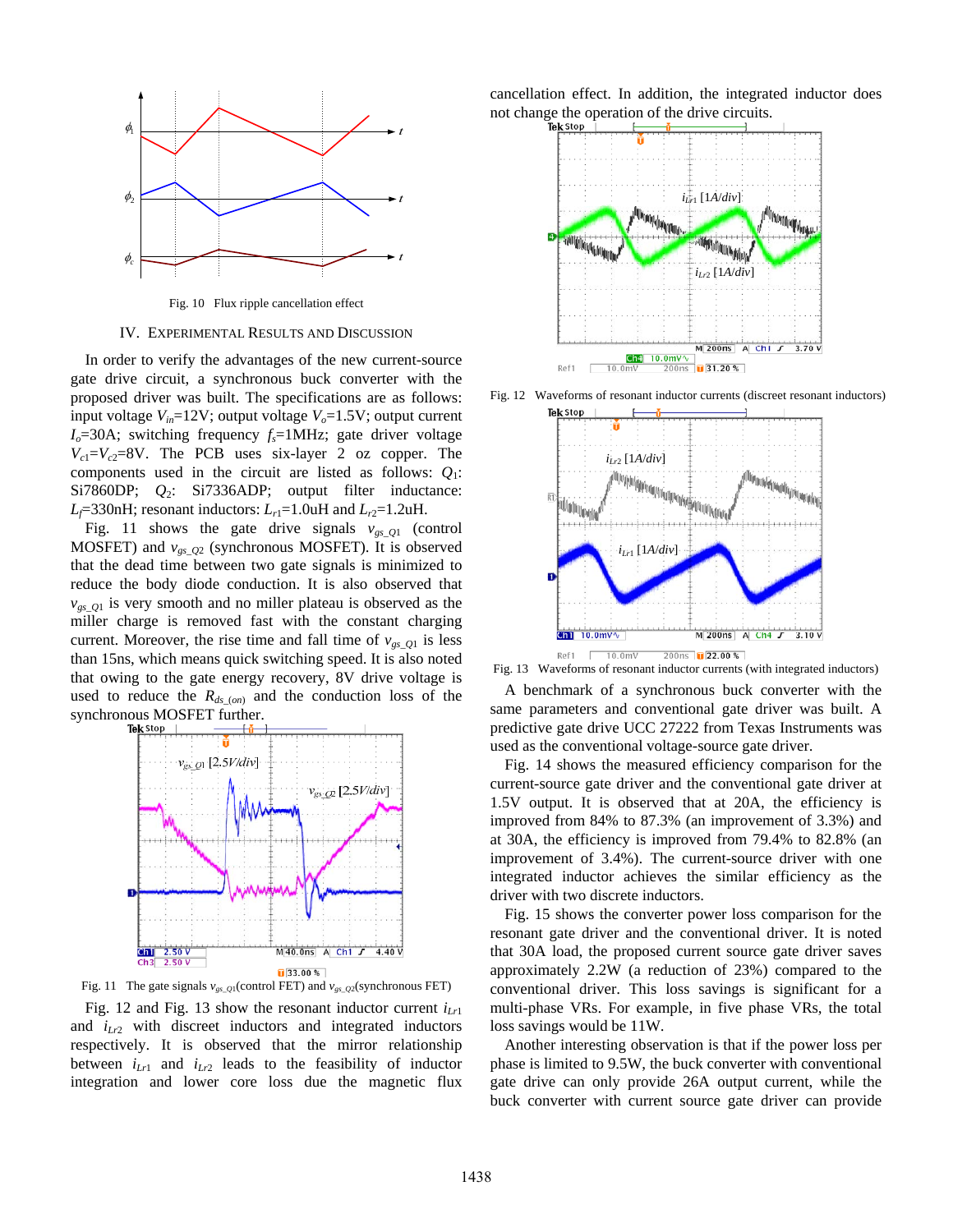Fig. 10 Flux ripple cancellation effect

## IV. Experimental Results and Discussion

In order to verify the advantages of the new current-source gate drive circuit, a synchronous buck converter with the proposed driver was built. The specifications are as follows: input voltage $V_{in}$=12V; output voltage $V_o$=1.5V; output current $I_o$=30A; switching frequency $f_s$=1MHz; gate driver voltage $V_{c1}$=$V_{c2}$=8V. The PCB uses six-layer 2 oz copper. The components used in the circuit are listed as follows: $Q_1$: Si7860DP; $Q_2$: Si7336ADP; output filter inductance: $L_f$=330nH; resonant inductors: $L_{r1}$=1.0uH and $L_{r2}$=1.2uH.

Fig. 11 shows the gate drive signals $v_{gs\_Q1}$ (control MOSFET) and $v_{gs\_Q2}$ (synchronous MOSFET). It is observed that the dead time between two gate signals is minimized to reduce the body diode conduction. It is also observed that $v_{gs\_Q1}$ is very smooth and no miller plateau is observed as the miller charge is removed fast with the constant charging current. Moreover, the rise time and fall time of $v_{gs\_Q1}$ is less than 15ns, which means quick switching speed. It is also noted that owing to the gate energy recovery, 8V drive voltage is used to reduce the $R_{ds\_(on)}$ and the conduction loss of the synchronous MOSFET further.

Fig. 11 The gate signals $v_{gs\_Q1}$(control FET) and $v_{gs\_Q2}$(synchronous FET)

Fig. 12 and Fig. 13 show the resonant inductor current $i_{Lr1}$ and $i_{Lr2}$ with discreet inductors and integrated inductors respectively. It is observed that the mirror relationship between $i_{Lr1}$ and $i_{Lr2}$ leads to the feasibility of inductor integration and lower core loss due the magnetic flux cancellation effect. In addition, the integrated inductor does not change the operation of the drive circuits.

Fig. 12 Waveforms of resonant inductor currents (discreet resonant inductors)

Fig. 13 Waveforms of resonant inductor currents (with integrated inductors)

A benchmark of a synchronous buck converter with the same parameters and conventional gate driver was built. A predictive gate drive UCC 27222 from Texas Instruments was used as the conventional voltage-source gate driver.

Fig. 14 shows the measured efficiency comparison for the current-source gate driver and the conventional gate driver at 1.5V output. It is observed that at 20A, the efficiency is improved from 84% to 87.3% (an improvement of 3.3%) and at 30A, the efficiency is improved from 79.4% to 82.8% (an improvement of 3.4%). The current-source driver with one integrated inductor achieves the similar efficiency as the driver with two discrete inductors.

Fig. 15 shows the converter power loss comparison for the resonant gate driver and the conventional driver. It is noted that 30A load, the proposed current source gate driver saves approximately 2.2W (a reduction of 23%) compared to the conventional driver. This loss savings is significant for a multi-phase VRs. For example, in five phase VRs, the total loss savings would be 11W.

Another interesting observation is that if the power loss per phase is limited to 9.5W, the buck converter with conventional gate drive can only provide 26A output current, while the buck converter with current source gate driver can provide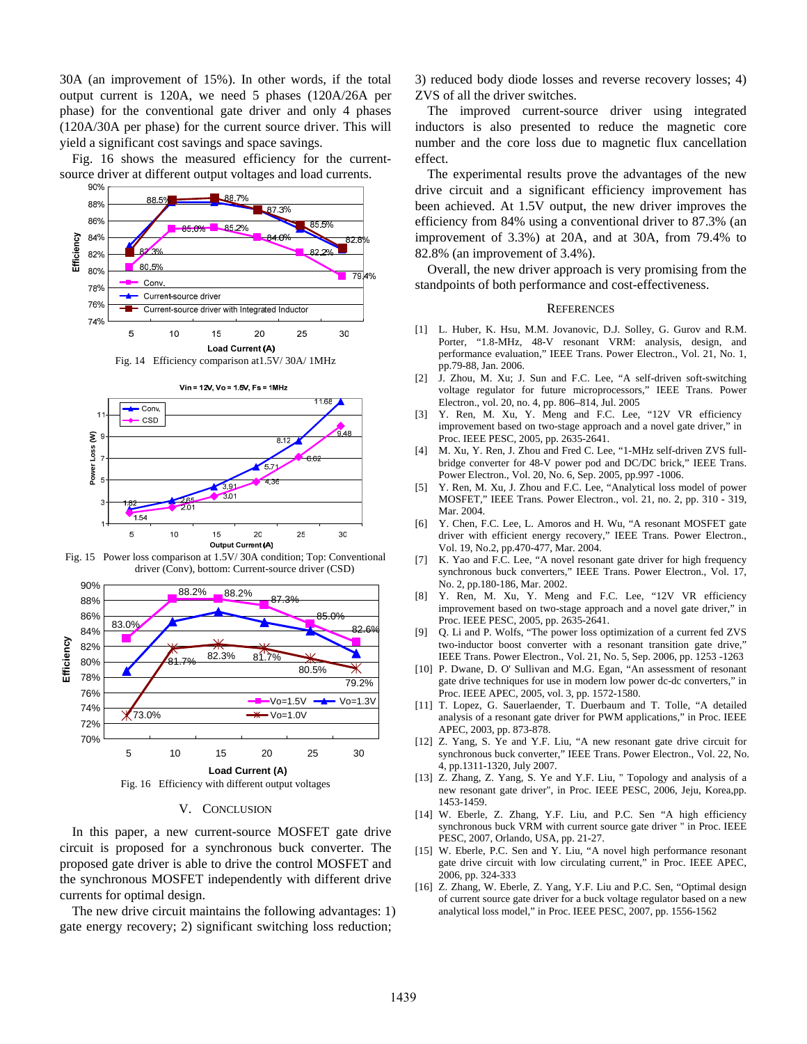30A (an improvement of 15%). In other words, if the total output current is 120A, we need 5 phases (120A/26A per phase) for the conventional gate driver and only 4 phases (120A/30A per phase) for the current source driver. This will yield a significant cost savings and space savings.

Fig. 16 shows the measured efficiency for the current-source driver at different output voltages and load currents.

90%
88%
86%
84%
82%
80%
78%
76%
74%
Efficiency
88.5%
88.7%
87.3%
85.5%
82.8%
85.0%
85.2%
84.0%
82.3%
82.2%
80.5%
79.4%
Conv.
Current-source driver
Current-source driver with Integrated Inductor
5 10 15 20 25 30
Load Current (A)

Fig. 14 Efficiency comparison at1.5V/ 30A/ 1MHz

Vin = 12V, Vo = 1.5V, Fs = 1MHz
Conv.
CSD
Power Loss (W)
11
9
7
5
3
1
11.68
8.12
9.48
5.71
6.62
3.91
4.36
1.82
2.65
3.01
2.01
1.54
5 10 15 20 25 30
Output Current (A)

Fig. 15 Power loss comparison at 1.5V/ 30A condition; Top: Conventional driver (Conv), bottom: Current-source driver (CSD)

90%
88%
86%
84%
82%
80%
78%
76%
74%
72%
70%
Efficiency
88.2%
88.2%
87.3%
83.0%
85.0%
82.6%
81.7%
82.3%
81.7%
80.5%
79.2%
73.0%
Vo=1.5V
Vo=1.3V
Vo=1.0V
5 10 15 20 25 30
Load Current (A)

Fig. 16 Efficiency with different output voltages

## V. Conclusion

In this paper, a new current-source MOSFET gate drive circuit is proposed for a synchronous buck converter. The proposed gate driver is able to drive the control MOSFET and the synchronous MOSFET independently with different drive currents for optimal design.

The new drive circuit maintains the following advantages: 1) gate energy recovery; 2) significant switching loss reduction; 3) reduced body diode losses and reverse recovery losses; 4) ZVS of all the driver switches.

The improved current-source driver using integrated inductors is also presented to reduce the magnetic core number and the core loss due to magnetic flux cancellation effect.

The experimental results prove the advantages of the new drive circuit and a significant efficiency improvement has been achieved. At 1.5V output, the new driver improves the efficiency from 84% using a conventional driver to 87.3% (an improvement of 3.3%) at 20A, and at 30A, from 79.4% to 82.8% (an improvement of 3.4%).

Overall, the new driver approach is very promising from the standpoints of both performance and cost-effectiveness.

## References

[1] L. Huber, K. Hsu, M.M. Jovanovic, D.J. Solley, G. Gurov and R.M. Porter, "1.8-MHz, 48-V resonant VRM: analysis, design, and performance evaluation," IEEE Trans. Power Electron., Vol. 21, No. 1, pp.79-88, Jan. 2006.

[2] J. Zhou, M. Xu; J. Sun and F.C. Lee, "A self-driven soft-switching voltage regulator for future microprocessors," IEEE Trans. Power Electron., vol. 20, no. 4, pp. 806–814, Jul. 2005

[3] Y. Ren, M. Xu, Y. Meng and F.C. Lee, "12V VR efficiency improvement based on two-stage approach and a novel gate driver," in Proc. IEEE PESC, 2005, pp. 2635-2641.

[4] M. Xu, Y. Ren, J. Zhou and Fred C. Lee, "1-MHz self-driven ZVS full-bridge converter for 48-V power pod and DC/DC brick," IEEE Trans. Power Electron., Vol. 20, No. 6, Sep. 2005, pp.997 -1006.

[5] Y. Ren, M. Xu, J. Zhou and F.C. Lee, "Analytical loss model of power MOSFET," IEEE Trans. Power Electron., vol. 21, no. 2, pp. 310 - 319, Mar. 2004.

[6] Y. Chen, F.C. Lee, L. Amoros and H. Wu, "A resonant MOSFET gate driver with efficient energy recovery," IEEE Trans. Power Electron., Vol. 19, No.2, pp.470-477, Mar. 2004.

[7] K. Yao and F.C. Lee, "A novel resonant gate driver for high frequency synchronous buck converters," IEEE Trans. Power Electron., Vol. 17, No. 2, pp.180-186, Mar. 2002.

[8] Y. Ren, M. Xu, Y. Meng and F.C. Lee, "12V VR efficiency improvement based on two-stage approach and a novel gate driver," in Proc. IEEE PESC, 2005, pp. 2635-2641.

[9] Q. Li and P. Wolfs, "The power loss optimization of a current fed ZVS two-inductor boost converter with a resonant transition gate drive," IEEE Trans. Power Electron., Vol. 21, No. 5, Sep. 2006, pp. 1253 -1263

[10] P. Dwane, D. O' Sullivan and M.G. Egan, "An assessment of resonant gate drive techniques for use in modern low power dc-dc converters," in Proc. IEEE APEC, 2005, vol. 3, pp. 1572-1580.

[11] T. Lopez, G. Sauerlaender, T. Duerbaum and T. Tolle, "A detailed analysis of a resonant gate driver for PWM applications," in Proc. IEEE APEC, 2003, pp. 873-878.

[12] Z. Yang, S. Ye and Y.F. Liu, "A new resonant gate drive circuit for synchronous buck converter," IEEE Trans. Power Electron., Vol. 22, No. 4, pp.1311-1320, July 2007.

[13] Z. Zhang, Z. Yang, S. Ye and Y.F. Liu, " Topology and analysis of a new resonant gate driver", in Proc. IEEE PESC, 2006, Jeju, Korea,pp. 1453-1459.

[14] W. Eberle, Z. Zhang, Y.F. Liu, and P.C. Sen "A high efficiency synchronous buck VRM with current source gate driver " in Proc. IEEE PESC, 2007, Orlando, USA, pp. 21-27.

[15] W. Eberle, P.C. Sen and Y. Liu, "A novel high performance resonant gate drive circuit with low circulating current," in Proc. IEEE APEC, 2006, pp. 324-333

[16] Z. Zhang, W. Eberle, Z. Yang, Y.F. Liu and P.C. Sen, "Optimal design of current source gate driver for a buck voltage regulator based on a new analytical loss model," in Proc. IEEE PESC, 2007, pp. 1556-1562